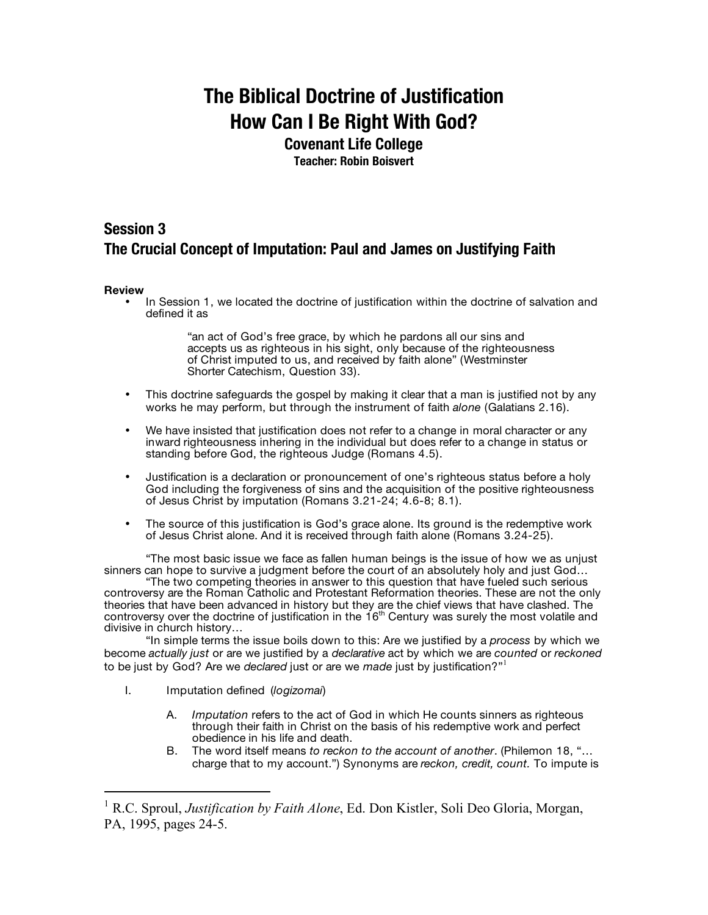# The Biblical Doctrine of Justification
# How Can I Be Right With God?

### Covenant Life College

**Teacher: Robin Boisvert**

## Session 3
## The Crucial Concept of Imputation: Paul and James on Justifying Faith

**Review**

- In Session 1, we located the doctrine of justification within the doctrine of salvation and defined it as

  > "an act of God's free grace, by which he pardons all our sins and accepts us as righteous in his sight, only because of the righteousness of Christ imputed to us, and received by faith alone" (Westminster Shorter Catechism, Question 33).

- This doctrine safeguards the gospel by making it clear that a man is justified not by any works he may perform, but through the instrument of faith *alone* (Galatians 2.16).

- We have insisted that justification does not refer to a change in moral character or any inward righteousness inhering in the individual but does refer to a change in status or standing before God, the righteous Judge (Romans 4.5).

- Justification is a declaration or pronouncement of one's righteous status before a holy God including the forgiveness of sins and the acquisition of the positive righteousness of Jesus Christ by imputation (Romans 3.21-24; 4.6-8; 8.1).

- The source of this justification is God's grace alone. Its ground is the redemptive work of Jesus Christ alone. And it is received through faith alone (Romans 3.24-25).

"The most basic issue we face as fallen human beings is the issue of how we as unjust sinners can hope to survive a judgment before the court of an absolutely holy and just God…

"The two competing theories in answer to this question that have fueled such serious controversy are the Roman Catholic and Protestant Reformation theories. These are not the only theories that have been advanced in history but they are the chief views that have clashed. The controversy over the doctrine of justification in the 16th Century was surely the most volatile and divisive in church history…

"In simple terms the issue boils down to this: Are we justified by a *process* by which we become *actually just* or are we justified by a *declarative* act by which we are *counted* or *reckoned* to be just by God? Are we *declared* just or are we *made* just by justification?"[1]

I. Imputation defined (*logizomai*)

   A. *Imputation* refers to the act of God in which He counts sinners as righteous through their faith in Christ on the basis of his redemptive work and perfect obedience in his life and death.

   B. The word itself means *to reckon to the account of another*. (Philemon 18, "… charge that to my account.") Synonyms are *reckon, credit, count.* To impute is

---

[1] R.C. Sproul, *Justification by Faith Alone*, Ed. Don Kistler, Soli Deo Gloria, Morgan, PA, 1995, pages 24-5.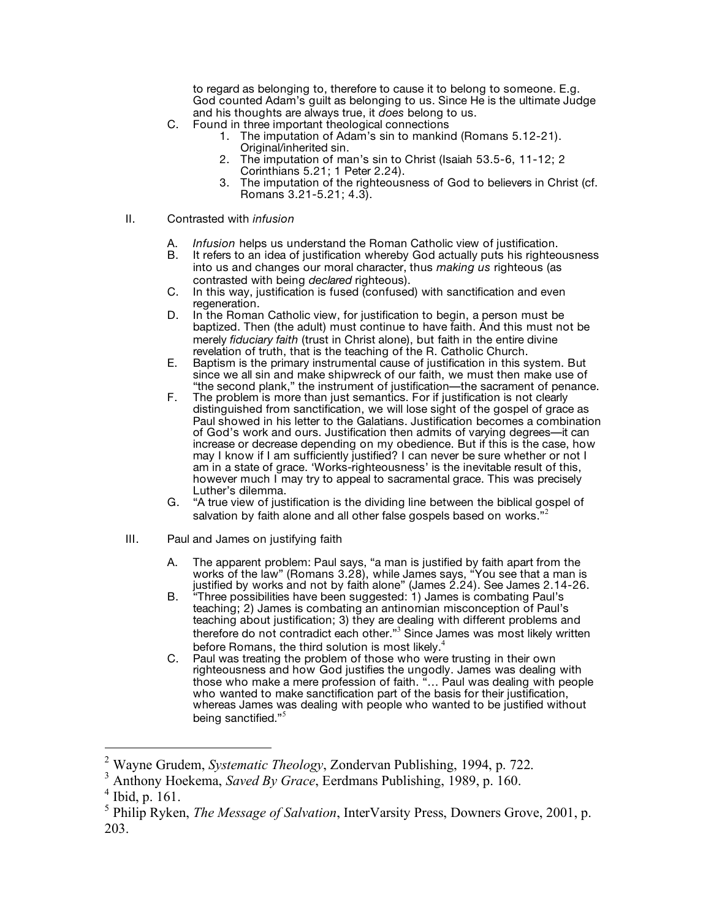to regard as belonging to, therefore to cause it to belong to someone. E.g. God counted Adam's guilt as belonging to us. Since He is the ultimate Judge and his thoughts are always true, it *does* belong to us.

C. Found in three important theological connections
   1. The imputation of Adam's sin to mankind (Romans 5.12-21). Original/inherited sin.
   2. The imputation of man's sin to Christ (Isaiah 53.5-6, 11-12; 2 Corinthians 5.21; 1 Peter 2.24).
   3. The imputation of the righteousness of God to believers in Christ (cf. Romans 3.21-5.21; 4.3).

II. Contrasted with *infusion*

A. *Infusion* helps us understand the Roman Catholic view of justification.

B. It refers to an idea of justification whereby God actually puts his righteousness into us and changes our moral character, thus *making us* righteous (as contrasted with being *declared* righteous).

C. In this way, justification is fused (confused) with sanctification and even regeneration.

D. In the Roman Catholic view, for justification to begin, a person must be baptized. Then (the adult) must continue to have faith. And this must not be merely *fiduciary faith* (trust in Christ alone), but faith in the entire divine revelation of truth, that is the teaching of the R. Catholic Church.

E. Baptism is the primary instrumental cause of justification in this system. But since we all sin and make shipwreck of our faith, we must then make use of "the second plank," the instrument of justification—the sacrament of penance.

F. The problem is more than just semantics. For if justification is not clearly distinguished from sanctification, we will lose sight of the gospel of grace as Paul showed in his letter to the Galatians. Justification becomes a combination of God's work and ours. Justification then admits of varying degrees—it can increase or decrease depending on my obedience. But if this is the case, how may I know if I am sufficiently justified? I can never be sure whether or not I am in a state of grace. 'Works-righteousness' is the inevitable result of this, however much I may try to appeal to sacramental grace. This was precisely Luther's dilemma.

G. "A true view of justification is the dividing line between the biblical gospel of salvation by faith alone and all other false gospels based on works."[2]

III. Paul and James on justifying faith

A. The apparent problem: Paul says, "a man is justified by faith apart from the works of the law" (Romans 3.28), while James says, "You see that a man is justified by works and not by faith alone" (James 2.24). See James 2.14-26.

B. "Three possibilities have been suggested: 1) James is combating Paul's teaching; 2) James is combating an antinomian misconception of Paul's teaching about justification; 3) they are dealing with different problems and therefore do not contradict each other."[3] Since James was most likely written before Romans, the third solution is most likely.[4]

C. Paul was treating the problem of those who were trusting in their own righteousness and how God justifies the ungodly. James was dealing with those who make a mere profession of faith. "… Paul was dealing with people who wanted to make sanctification part of the basis for their justification, whereas James was dealing with people who wanted to be justified without being sanctified."[5]

---

[2] Wayne Grudem, *Systematic Theology*, Zondervan Publishing, 1994, p. 722.

[3] Anthony Hoekema, *Saved By Grace*, Eerdmans Publishing, 1989, p. 160.

[4] Ibid, p. 161.

[5] Philip Ryken, *The Message of Salvation*, InterVarsity Press, Downers Grove, 2001, p. 203.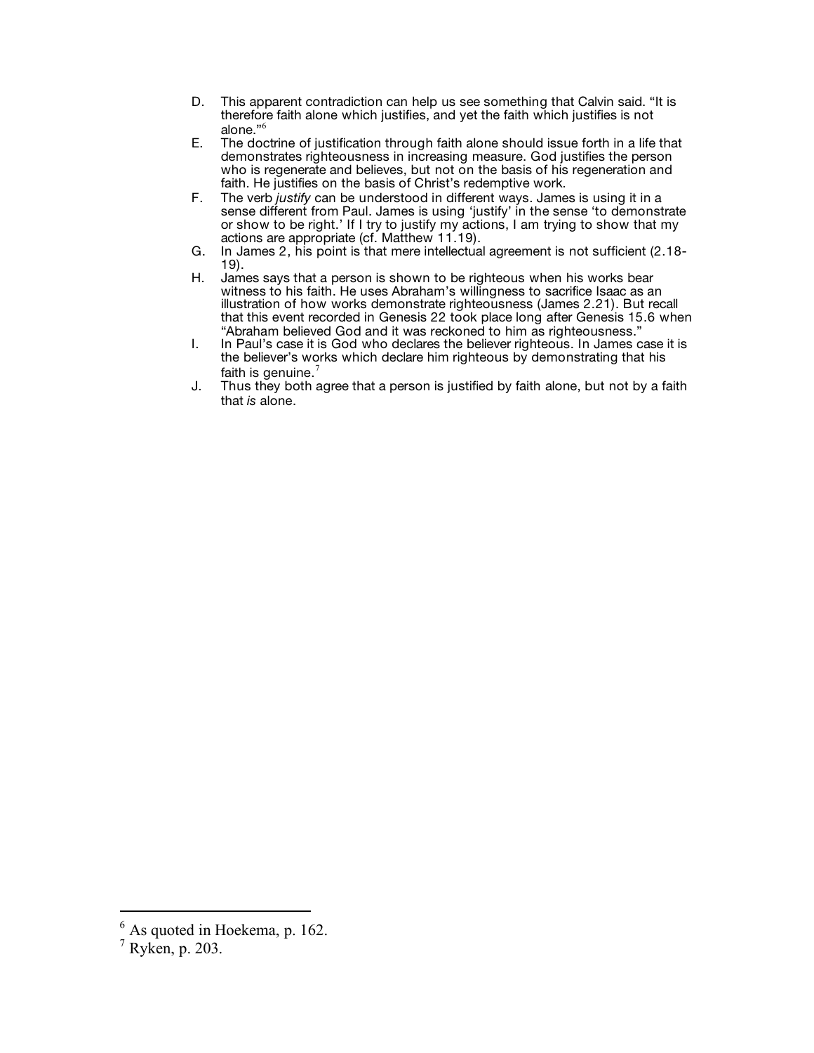D. This apparent contradiction can help us see something that Calvin said. "It is therefore faith alone which justifies, and yet the faith which justifies is not alone."[6]

E. The doctrine of justification through faith alone should issue forth in a life that demonstrates righteousness in increasing measure. God justifies the person who is regenerate and believes, but not on the basis of his regeneration and faith. He justifies on the basis of Christ's redemptive work.

F. The verb *justify* can be understood in different ways. James is using it in a sense different from Paul. James is using 'justify' in the sense 'to demonstrate or show to be right.' If I try to justify my actions, I am trying to show that my actions are appropriate (cf. Matthew 11.19).

G. In James 2, his point is that mere intellectual agreement is not sufficient (2.18-19).

H. James says that a person is shown to be righteous when his works bear witness to his faith. He uses Abraham's willingness to sacrifice Isaac as an illustration of how works demonstrate righteousness (James 2.21). But recall that this event recorded in Genesis 22 took place long after Genesis 15.6 when "Abraham believed God and it was reckoned to him as righteousness."

I. In Paul's case it is God who declares the believer righteous. In James case it is the believer's works which declare him righteous by demonstrating that his faith is genuine.[7]

J. Thus they both agree that a person is justified by faith alone, but not by a faith that *is* alone.

---

[6] As quoted in Hoekema, p. 162.

[7] Ryken, p. 203.